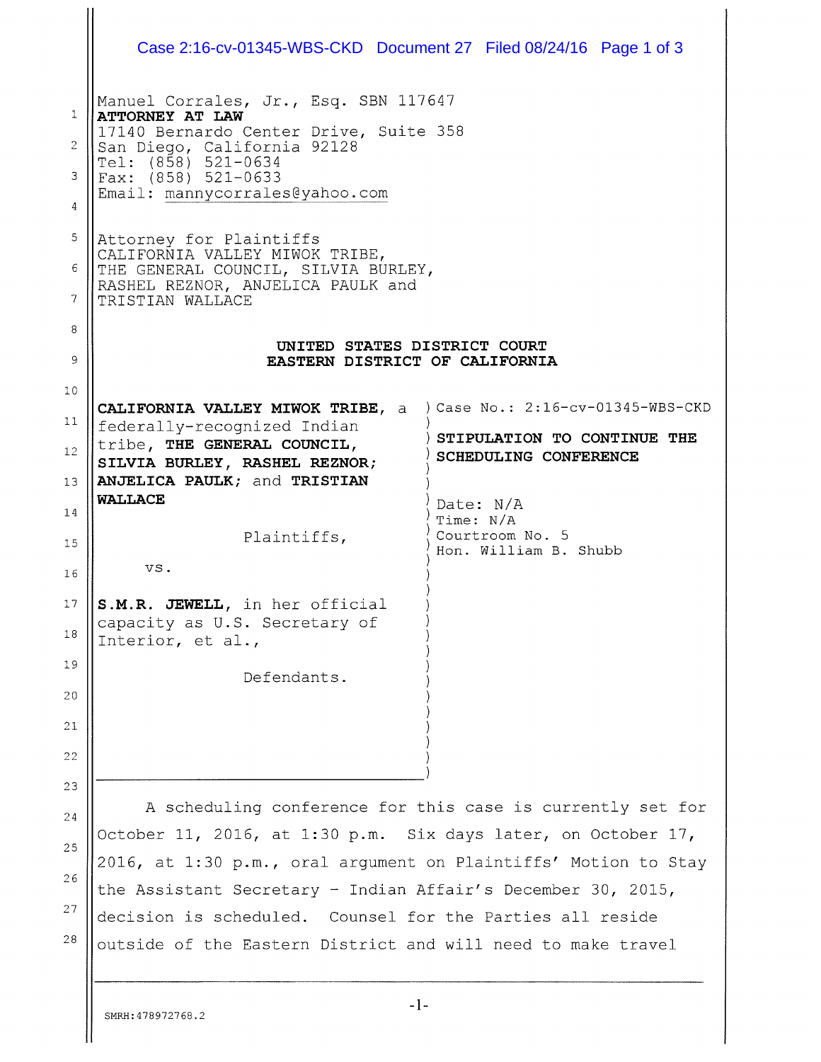Manuel Corrales, Jr., Esq. SBN 117647
**ATTORNEY AT LAW**
17140 Bernardo Center Drive, Suite 358
San Diego, California 92128
Tel: (858) 521-0634
Fax: (858) 521-0633
Email: mannycorrales@yahoo.com

Attorney for Plaintiffs
CALIFORNIA VALLEY MIWOK TRIBE,
THE GENERAL COUNCIL, SILVIA BURLEY,
RASHEL REZNOR, ANJELICA PAULK and
TRISTIAN WALLACE

**UNITED STATES DISTRICT COURT**
**EASTERN DISTRICT OF CALIFORNIA**

**CALIFORNIA VALLEY MIWOK TRIBE**, a federally-recognized Indian tribe, **THE GENERAL COUNCIL, SILVIA BURLEY, RASHEL REZNOR; ANJELICA PAULK;** and **TRISTIAN WALLACE**

Plaintiffs,

vs.

**S.M.R. JEWELL**, in her official capacity as U.S. Secretary of Interior, et al.,

Defendants.

Case No.: 2:16-cv-01345-WBS-CKD

**STIPULATION TO CONTINUE THE SCHEDULING CONFERENCE**

Date: N/A
Time: N/A
Courtroom No. 5
Hon. William B. Shubb

A scheduling conference for this case is currently set for October 11, 2016, at 1:30 p.m. Six days later, on October 17, 2016, at 1:30 p.m., oral argument on Plaintiffs' Motion to Stay the Assistant Secretary – Indian Affair's December 30, 2015, decision is scheduled. Counsel for the Parties all reside outside of the Eastern District and will need to make travel

SMRH:478972768.2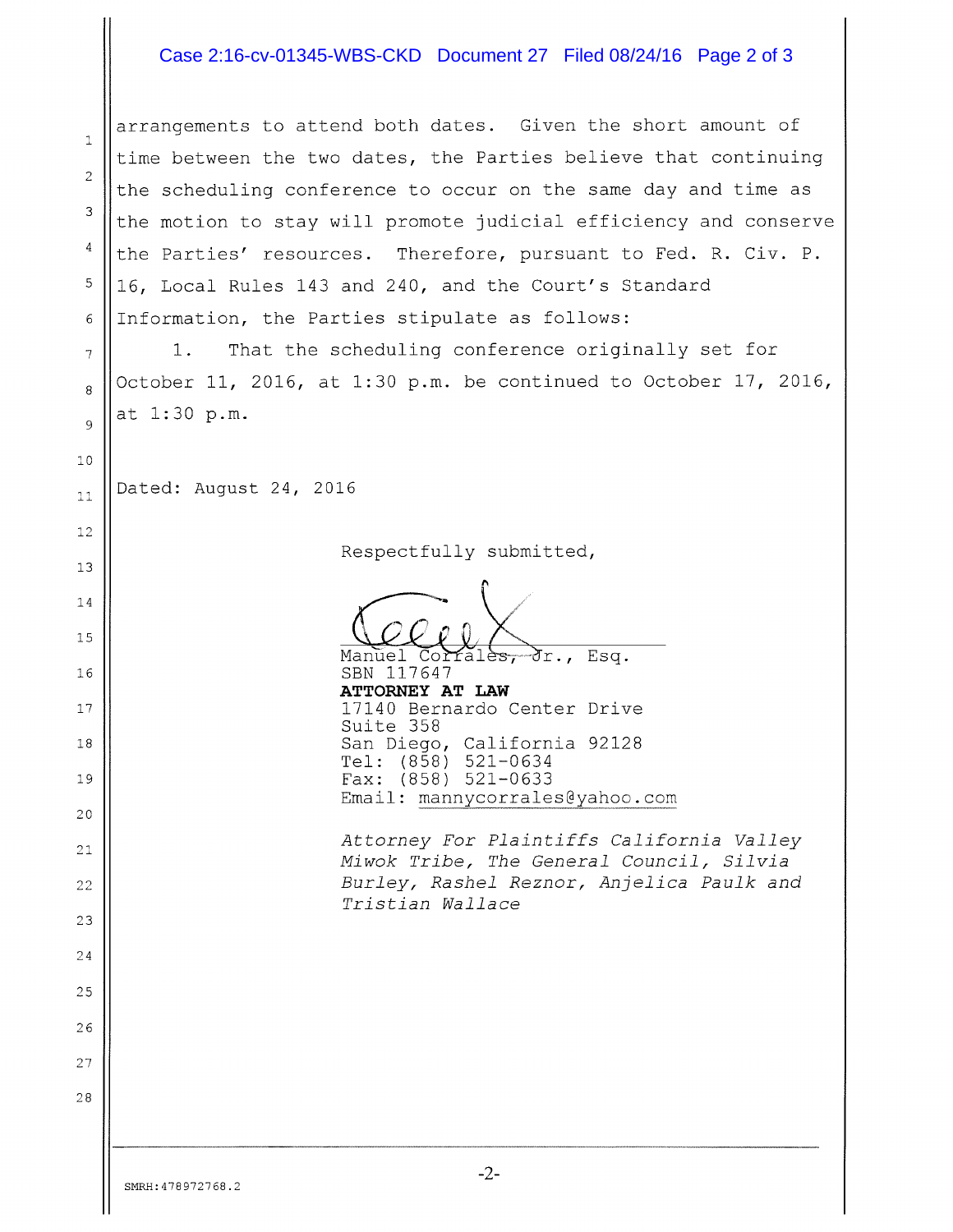arrangements to attend both dates. Given the short amount of time between the two dates, the Parties believe that continuing the scheduling conference to occur on the same day and time as the motion to stay will promote judicial efficiency and conserve the Parties' resources. Therefore, pursuant to Fed. R. Civ. P. 16, Local Rules 143 and 240, and the Court's Standard Information, the Parties stipulate as follows:

1. That the scheduling conference originally set for October 11, 2016, at 1:30 p.m. be continued to October 17, 2016, at 1:30 p.m.

Dated: August 24, 2016

Respectfully submitted,

Manuel Corrales, Jr., Esq.
SBN 117647
**ATTORNEY AT LAW**
17140 Bernardo Center Drive
Suite 358
San Diego, California 92128
Tel: (858) 521-0634
Fax: (858) 521-0633
Email: mannycorrales@yahoo.com

*Attorney For Plaintiffs California Valley Miwok Tribe, The General Council, Silvia Burley, Rashel Reznor, Anjelica Paulk and Tristian Wallace*

SMRH:478972768.2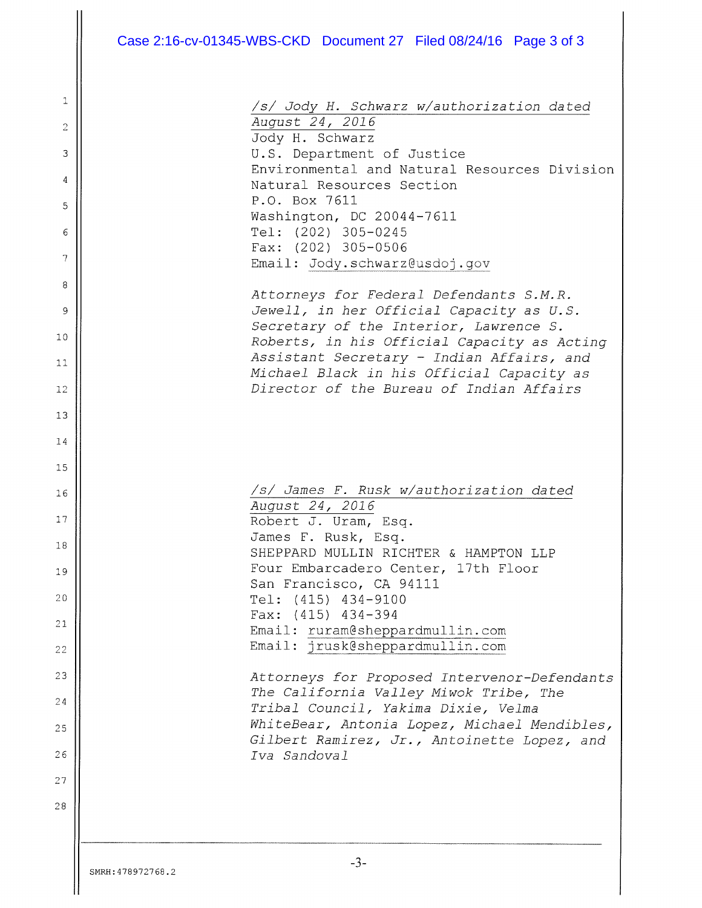*/s/ Jody H. Schwarz w/authorization dated August 24, 2016*
Jody H. Schwarz
U.S. Department of Justice
Environmental and Natural Resources Division
Natural Resources Section
P.O. Box 7611
Washington, DC 20044-7611
Tel: (202) 305-0245
Fax: (202) 305-0506
Email: Jody.schwarz@usdoj.gov

*Attorneys for Federal Defendants S.M.R. Jewell, in her Official Capacity as U.S. Secretary of the Interior, Lawrence S. Roberts, in his Official Capacity as Acting Assistant Secretary - Indian Affairs, and Michael Black in his Official Capacity as Director of the Bureau of Indian Affairs*

*/s/ James F. Rusk w/authorization dated August 24, 2016*
Robert J. Uram, Esq.
James F. Rusk, Esq.
SHEPPARD MULLIN RICHTER & HAMPTON LLP
Four Embarcadero Center, 17th Floor
San Francisco, CA 94111
Tel: (415) 434-9100
Fax: (415) 434-394
Email: ruram@sheppardmullin.com
Email: jrusk@sheppardmullin.com

*Attorneys for Proposed Intervenor-Defendants The California Valley Miwok Tribe, The Tribal Council, Yakima Dixie, Velma WhiteBear, Antonia Lopez, Michael Mendibles, Gilbert Ramirez, Jr., Antoinette Lopez, and Iva Sandoval*

SMRH:478972768.2